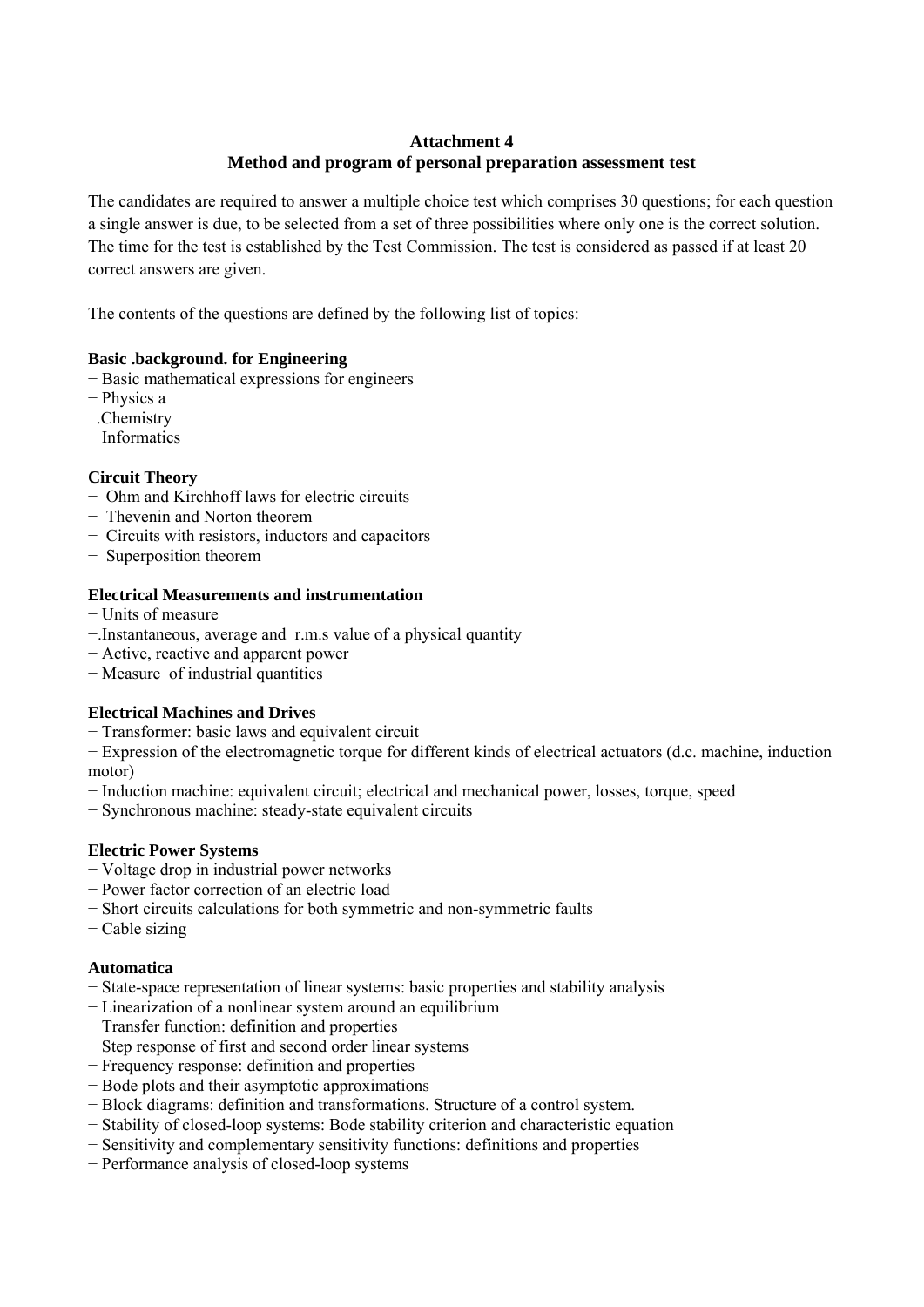**Attachment 4**

**Method and program of personal preparation assessment test**

The candidates are required to answer a multiple choice test which comprises 30 questions; for each question a single answer is due, to be selected from a set of three possibilities where only one is the correct solution. The time for the test is established by the Test Commission. The test is considered as passed if at least 20 correct answers are given.

The contents of the questions are defined by the following list of topics:

**Basic .background. for Engineering**

− Basic mathematical expressions for engineers
− Physics a
 .Chemistry
− Informatics

**Circuit Theory**

− Ohm and Kirchhoff laws for electric circuits
− Thevenin and Norton theorem
− Circuits with resistors, inductors and capacitors
− Superposition theorem

**Electrical Measurements and instrumentation**

− Units of measure
−.Instantaneous, average and r.m.s value of a physical quantity
− Active, reactive and apparent power
− Measure of industrial quantities

**Electrical Machines and Drives**

− Transformer: basic laws and equivalent circuit
− Expression of the electromagnetic torque for different kinds of electrical actuators (d.c. machine, induction motor)
− Induction machine: equivalent circuit; electrical and mechanical power, losses, torque, speed
− Synchronous machine: steady-state equivalent circuits

**Electric Power Systems**

− Voltage drop in industrial power networks
− Power factor correction of an electric load
− Short circuits calculations for both symmetric and non-symmetric faults
− Cable sizing

**Automatica**

− State-space representation of linear systems: basic properties and stability analysis
− Linearization of a nonlinear system around an equilibrium
− Transfer function: definition and properties
− Step response of first and second order linear systems
− Frequency response: definition and properties
− Bode plots and their asymptotic approximations
− Block diagrams: definition and transformations. Structure of a control system.
− Stability of closed-loop systems: Bode stability criterion and characteristic equation
− Sensitivity and complementary sensitivity functions: definitions and properties
− Performance analysis of closed-loop systems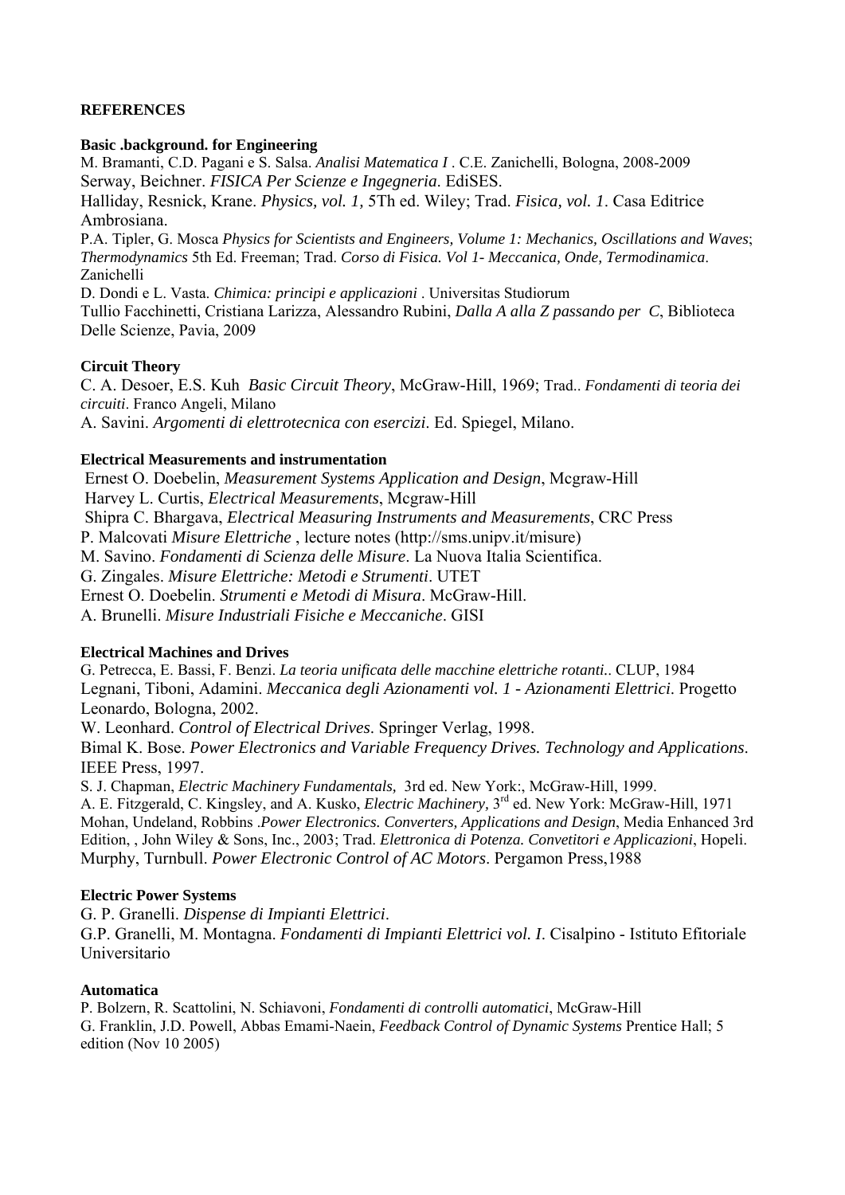**REFERENCES**

**Basic .background. for Engineering**

M. Bramanti, C.D. Pagani e S. Salsa. *Analisi Matematica I* . C.E. Zanichelli, Bologna, 2008-2009
Serway, Beichner. *FISICA Per Scienze e Ingegneria*. EdiSES.
Halliday, Resnick, Krane. *Physics, vol. 1,* 5Th ed. Wiley; Trad. *Fisica, vol. 1*. Casa Editrice Ambrosiana.
P.A. Tipler, G. Mosca *Physics for Scientists and Engineers, Volume 1: Mechanics, Oscillations and Waves*; *Thermodynamics* 5th Ed. Freeman; Trad. *Corso di Fisica. Vol 1- Meccanica, Onde, Termodinamica*. Zanichelli
D. Dondi e L. Vasta. *Chimica: principi e applicazioni* . Universitas Studiorum
Tullio Facchinetti, Cristiana Larizza, Alessandro Rubini, *Dalla A alla Z passando per C*, Biblioteca Delle Scienze, Pavia, 2009

**Circuit Theory**

C. A. Desoer, E.S. Kuh *Basic Circuit Theory*, McGraw-Hill, 1969; Trad.. *Fondamenti di teoria dei circuiti*. Franco Angeli, Milano
A. Savini. *Argomenti di elettrotecnica con esercizi*. Ed. Spiegel, Milano.

**Electrical Measurements and instrumentation**

Ernest O. Doebelin, *Measurement Systems Application and Design*, Mcgraw-Hill
Harvey L. Curtis, *Electrical Measurements*, Mcgraw-Hill
Shipra C. Bhargava, *Electrical Measuring Instruments and Measurements*, CRC Press
P. Malcovati *Misure Elettriche* , lecture notes (http://sms.unipv.it/misure)
M. Savino. *Fondamenti di Scienza delle Misure*. La Nuova Italia Scientifica.
G. Zingales. *Misure Elettriche: Metodi e Strumenti*. UTET
Ernest O. Doebelin. *Strumenti e Metodi di Misura*. McGraw-Hill.
A. Brunelli. *Misure Industriali Fisiche e Meccaniche*. GISI

**Electrical Machines and Drives**

G. Petrecca, E. Bassi, F. Benzi. *La teoria unificata delle macchine elettriche rotanti..* CLUP, 1984
Legnani, Tiboni, Adamini. *Meccanica degli Azionamenti vol. 1 - Azionamenti Elettrici*. Progetto Leonardo, Bologna, 2002.
W. Leonhard. *Control of Electrical Drives*. Springer Verlag, 1998.
Bimal K. Bose. *Power Electronics and Variable Frequency Drives. Technology and Applications*. IEEE Press, 1997.
S. J. Chapman, *Electric Machinery Fundamentals,* 3rd ed. New York:, McGraw-Hill, 1999.
A. E. Fitzgerald, C. Kingsley, and A. Kusko, *Electric Machinery,* 3rd ed. New York: McGraw-Hill, 1971
Mohan, Undeland, Robbins .*Power Electronics. Converters, Applications and Design*, Media Enhanced 3rd Edition, , John Wiley & Sons, Inc., 2003; Trad. *Elettronica di Potenza. Convetitori e Applicazioni*, Hopeli.
Murphy, Turnbull. *Power Electronic Control of AC Motors*. Pergamon Press,1988

**Electric Power Systems**

G. P. Granelli. *Dispense di Impianti Elettrici*.
G.P. Granelli, M. Montagna. *Fondamenti di Impianti Elettrici vol. I*. Cisalpino - Istituto Efitoriale Universitario

**Automatica**

P. Bolzern, R. Scattolini, N. Schiavoni, *Fondamenti di controlli automatici*, McGraw-Hill
G. Franklin, J.D. Powell, Abbas Emami-Naein, *Feedback Control of Dynamic Systems* Prentice Hall; 5 edition (Nov 10 2005)